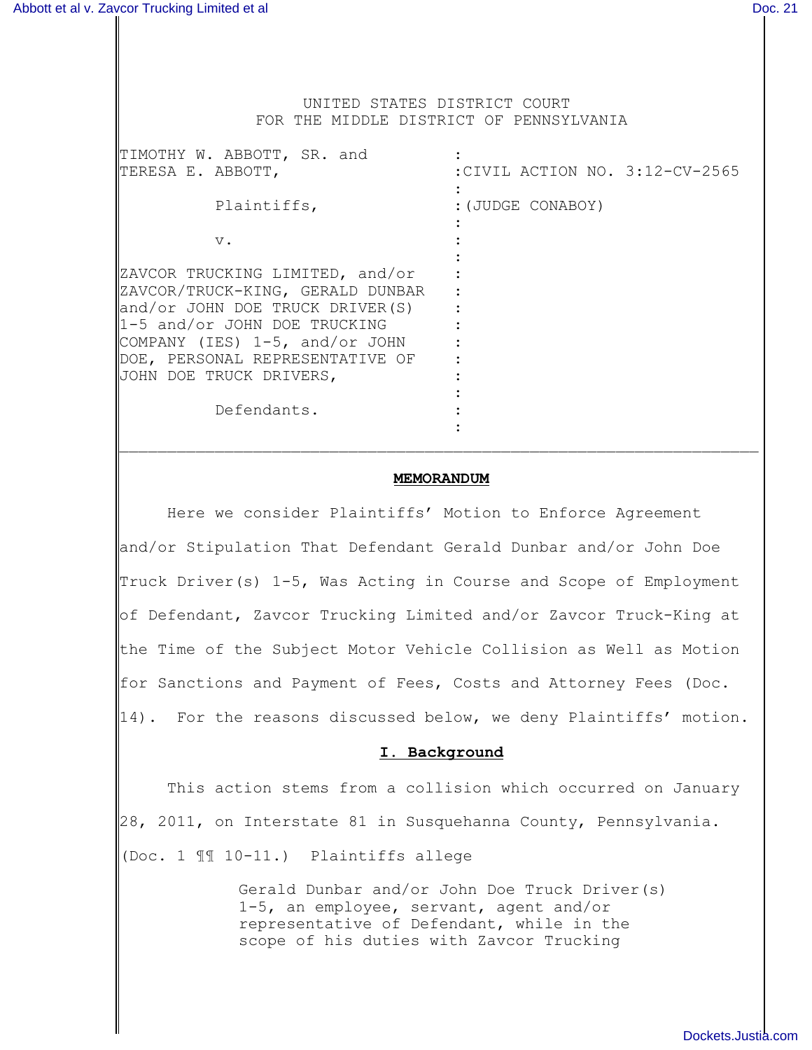UNITED STATES DISTRICT COURT
FOR THE MIDDLE DISTRICT OF PENNSYLVANIA

| | |
|---|---|
| TIMOTHY W. ABBOTT, SR. and TERESA E. ABBOTT, | :CIVIL ACTION NO. 3:12-CV-2565 |
| Plaintiffs, | :(JUDGE CONABOY) |
| v. | : |
| ZAVCOR TRUCKING LIMITED, and/or ZAVCOR/TRUCK-KING, GERALD DUNBAR and/or JOHN DOE TRUCK DRIVER(S) 1-5 and/or JOHN DOE TRUCKING COMPANY (IES) 1-5, and/or JOHN DOE, PERSONAL REPRESENTATIVE OF JOHN DOE TRUCK DRIVERS, | : |
| Defendants. | : |

---

## MEMORANDUM

Here we consider Plaintiffs' Motion to Enforce Agreement and/or Stipulation That Defendant Gerald Dunbar and/or John Doe Truck Driver(s) 1-5, Was Acting in Course and Scope of Employment of Defendant, Zavcor Trucking Limited and/or Zavcor Truck-King at the Time of the Subject Motor Vehicle Collision as Well as Motion for Sanctions and Payment of Fees, Costs and Attorney Fees (Doc. 14). For the reasons discussed below, we deny Plaintiffs' motion.

### I. Background

This action stems from a collision which occurred on January 28, 2011, on Interstate 81 in Susquehanna County, Pennsylvania. (Doc. 1 ¶¶ 10-11.) Plaintiffs allege

> Gerald Dunbar and/or John Doe Truck Driver(s) 1-5, an employee, servant, agent and/or representative of Defendant, while in the scope of his duties with Zavcor Trucking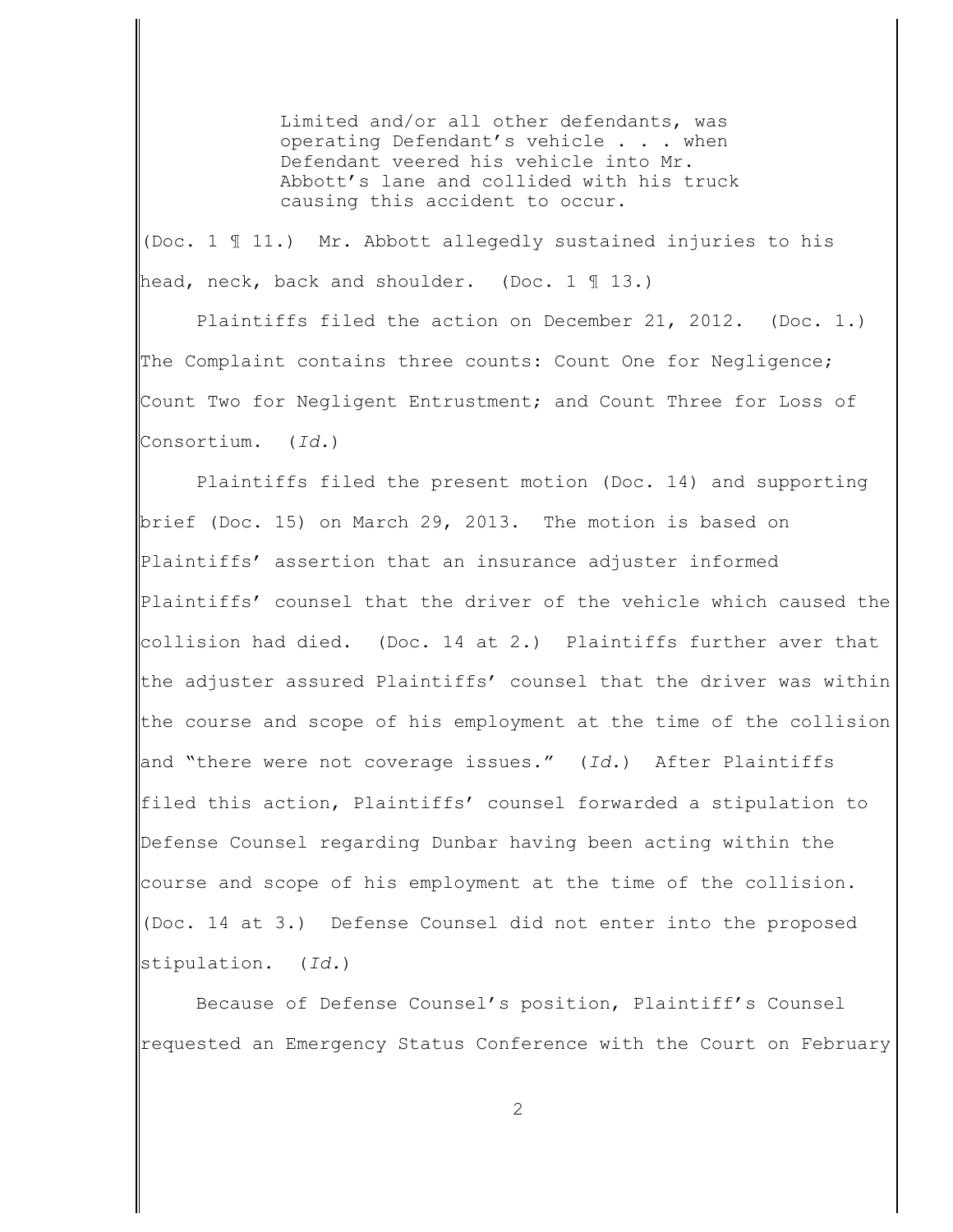> Limited and/or all other defendants, was operating Defendant's vehicle . . . when Defendant veered his vehicle into Mr. Abbott's lane and collided with his truck causing this accident to occur.

(Doc. 1 ¶ 11.) Mr. Abbott allegedly sustained injuries to his head, neck, back and shoulder. (Doc. 1 ¶ 13.)

Plaintiffs filed the action on December 21, 2012. (Doc. 1.) The Complaint contains three counts: Count One for Negligence; Count Two for Negligent Entrustment; and Count Three for Loss of Consortium. (*Id.*)

Plaintiffs filed the present motion (Doc. 14) and supporting brief (Doc. 15) on March 29, 2013. The motion is based on Plaintiffs' assertion that an insurance adjuster informed Plaintiffs' counsel that the driver of the vehicle which caused the collision had died. (Doc. 14 at 2.) Plaintiffs further aver that the adjuster assured Plaintiffs' counsel that the driver was within the course and scope of his employment at the time of the collision and "there were not coverage issues." (*Id.*) After Plaintiffs filed this action, Plaintiffs' counsel forwarded a stipulation to Defense Counsel regarding Dunbar having been acting within the course and scope of his employment at the time of the collision. (Doc. 14 at 3.) Defense Counsel did not enter into the proposed stipulation. (*Id.*)

Because of Defense Counsel's position, Plaintiff's Counsel requested an Emergency Status Conference with the Court on February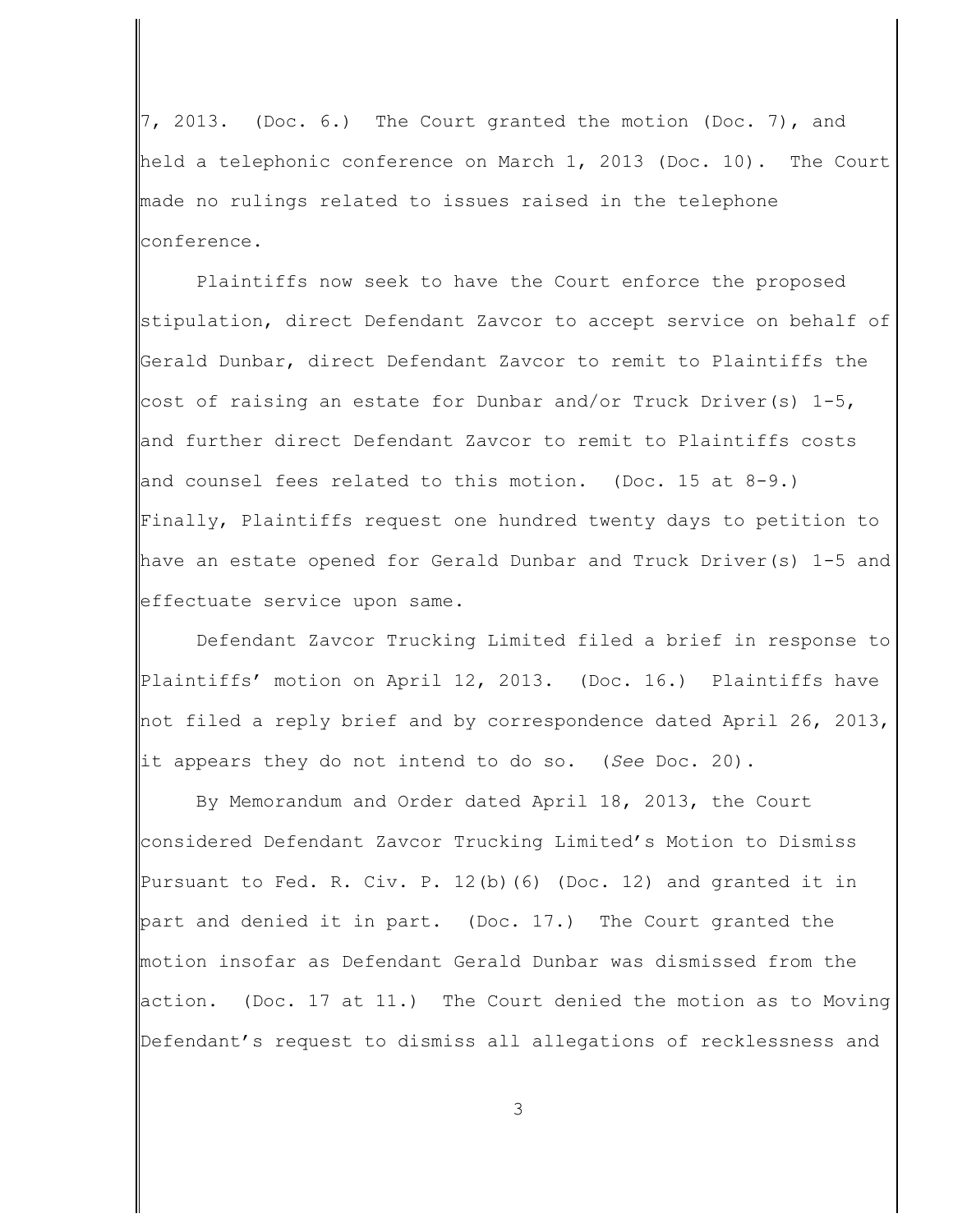7, 2013. (Doc. 6.) The Court granted the motion (Doc. 7), and held a telephonic conference on March 1, 2013 (Doc. 10). The Court made no rulings related to issues raised in the telephone conference.

Plaintiffs now seek to have the Court enforce the proposed stipulation, direct Defendant Zavcor to accept service on behalf of Gerald Dunbar, direct Defendant Zavcor to remit to Plaintiffs the cost of raising an estate for Dunbar and/or Truck Driver(s) 1-5, and further direct Defendant Zavcor to remit to Plaintiffs costs and counsel fees related to this motion. (Doc. 15 at 8-9.) Finally, Plaintiffs request one hundred twenty days to petition to have an estate opened for Gerald Dunbar and Truck Driver(s) 1-5 and effectuate service upon same.

Defendant Zavcor Trucking Limited filed a brief in response to Plaintiffs' motion on April 12, 2013. (Doc. 16.) Plaintiffs have not filed a reply brief and by correspondence dated April 26, 2013, it appears they do not intend to do so. (*See* Doc. 20).

By Memorandum and Order dated April 18, 2013, the Court considered Defendant Zavcor Trucking Limited's Motion to Dismiss Pursuant to Fed. R. Civ. P. 12(b)(6) (Doc. 12) and granted it in part and denied it in part. (Doc. 17.) The Court granted the motion insofar as Defendant Gerald Dunbar was dismissed from the action. (Doc. 17 at 11.) The Court denied the motion as to Moving Defendant's request to dismiss all allegations of recklessness and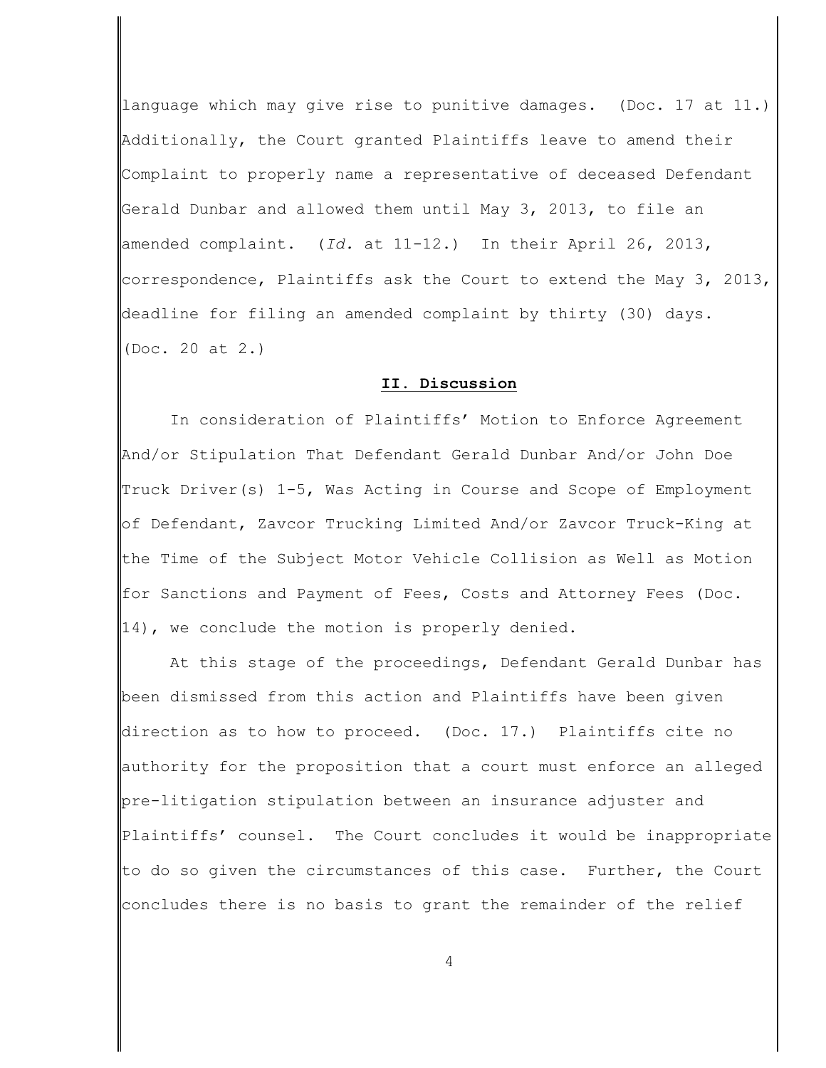language which may give rise to punitive damages. (Doc. 17 at 11.) Additionally, the Court granted Plaintiffs leave to amend their Complaint to properly name a representative of deceased Defendant Gerald Dunbar and allowed them until May 3, 2013, to file an amended complaint. (*Id.* at 11-12.) In their April 26, 2013, correspondence, Plaintiffs ask the Court to extend the May 3, 2013, deadline for filing an amended complaint by thirty (30) days. (Doc. 20 at 2.)

## **II. Discussion**

In consideration of Plaintiffs' Motion to Enforce Agreement And/or Stipulation That Defendant Gerald Dunbar And/or John Doe Truck Driver(s) 1-5, Was Acting in Course and Scope of Employment of Defendant, Zavcor Trucking Limited And/or Zavcor Truck-King at the Time of the Subject Motor Vehicle Collision as Well as Motion for Sanctions and Payment of Fees, Costs and Attorney Fees (Doc. 14), we conclude the motion is properly denied.

At this stage of the proceedings, Defendant Gerald Dunbar has been dismissed from this action and Plaintiffs have been given direction as to how to proceed. (Doc. 17.) Plaintiffs cite no authority for the proposition that a court must enforce an alleged pre-litigation stipulation between an insurance adjuster and Plaintiffs' counsel. The Court concludes it would be inappropriate to do so given the circumstances of this case. Further, the Court concludes there is no basis to grant the remainder of the relief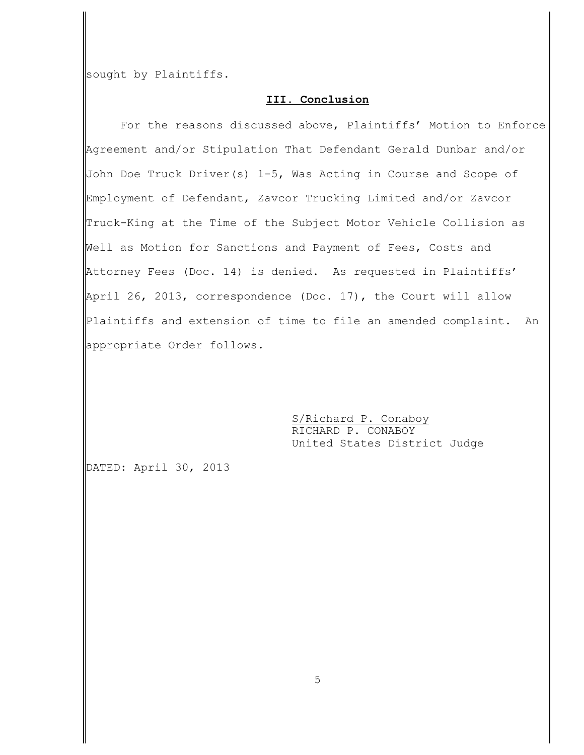sought by Plaintiffs.

## **III. Conclusion**

For the reasons discussed above, Plaintiffs' Motion to Enforce Agreement and/or Stipulation That Defendant Gerald Dunbar and/or John Doe Truck Driver(s) 1-5, Was Acting in Course and Scope of Employment of Defendant, Zavcor Trucking Limited and/or Zavcor Truck-King at the Time of the Subject Motor Vehicle Collision as Well as Motion for Sanctions and Payment of Fees, Costs and Attorney Fees (Doc. 14) is denied. As requested in Plaintiffs' April 26, 2013, correspondence (Doc. 17), the Court will allow Plaintiffs and extension of time to file an amended complaint. An appropriate Order follows.

S/Richard P. Conaboy
RICHARD P. CONABOY
United States District Judge

DATED: April 30, 2013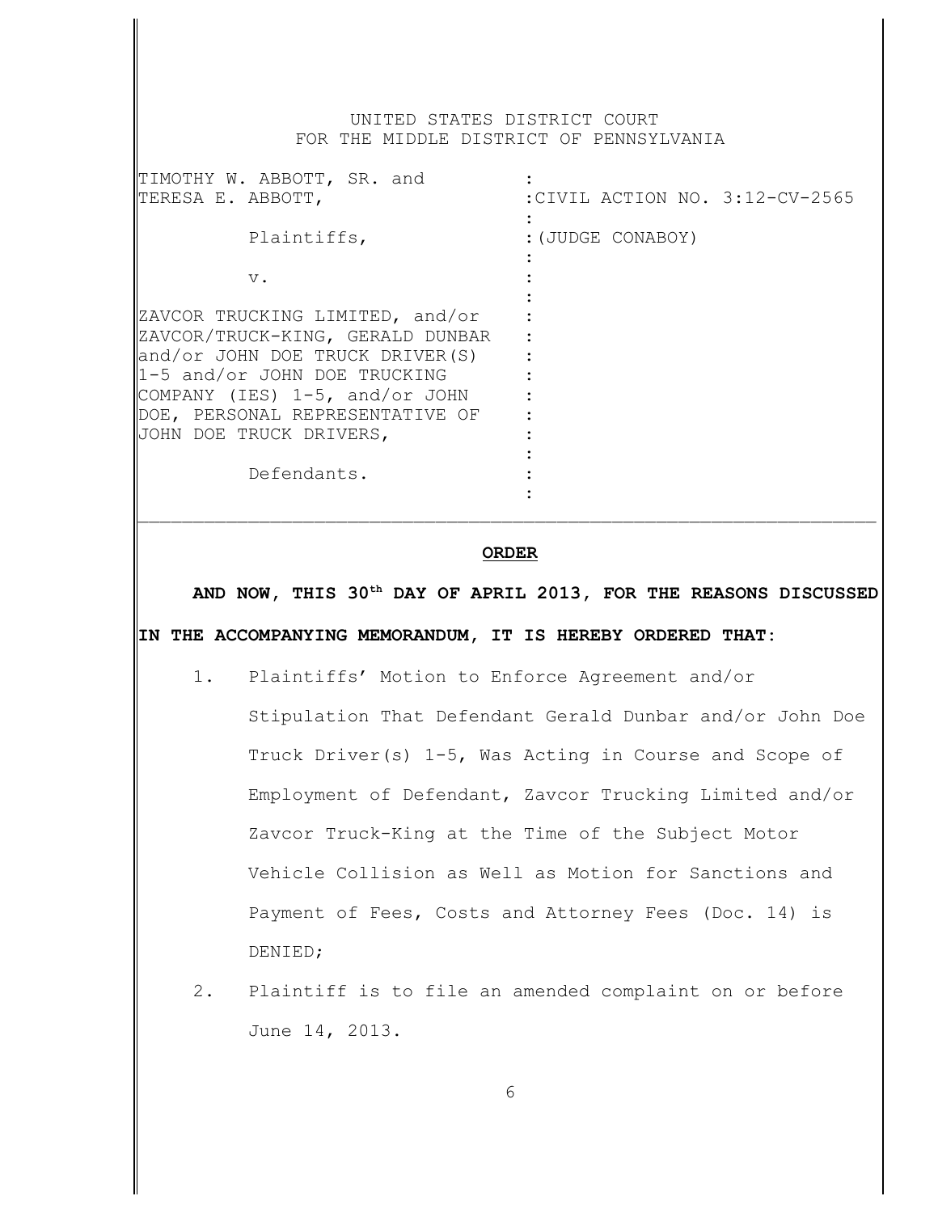UNITED STATES DISTRICT COURT
FOR THE MIDDLE DISTRICT OF PENNSYLVANIA

| | |
|---|---|
| TIMOTHY W. ABBOTT, SR. and TERESA E. ABBOTT, | :CIVIL ACTION NO. 3:12-CV-2565 |
| Plaintiffs, | :(JUDGE CONABOY) |
| v. | : |
| ZAVCOR TRUCKING LIMITED, and/or ZAVCOR/TRUCK-KING, GERALD DUNBAR and/or JOHN DOE TRUCK DRIVER(S) 1-5 and/or JOHN DOE TRUCKING COMPANY (IES) 1-5, and/or JOHN DOE, PERSONAL REPRESENTATIVE OF JOHN DOE TRUCK DRIVERS, | : |
| Defendants. | : |

---

**ORDER**

**AND NOW, THIS 30th DAY OF APRIL 2013, FOR THE REASONS DISCUSSED IN THE ACCOMPANYING MEMORANDUM, IT IS HEREBY ORDERED THAT:**

1. Plaintiffs' Motion to Enforce Agreement and/or Stipulation That Defendant Gerald Dunbar and/or John Doe Truck Driver(s) 1-5, Was Acting in Course and Scope of Employment of Defendant, Zavcor Trucking Limited and/or Zavcor Truck-King at the Time of the Subject Motor Vehicle Collision as Well as Motion for Sanctions and Payment of Fees, Costs and Attorney Fees (Doc. 14) is DENIED;
2. Plaintiff is to file an amended complaint on or before June 14, 2013.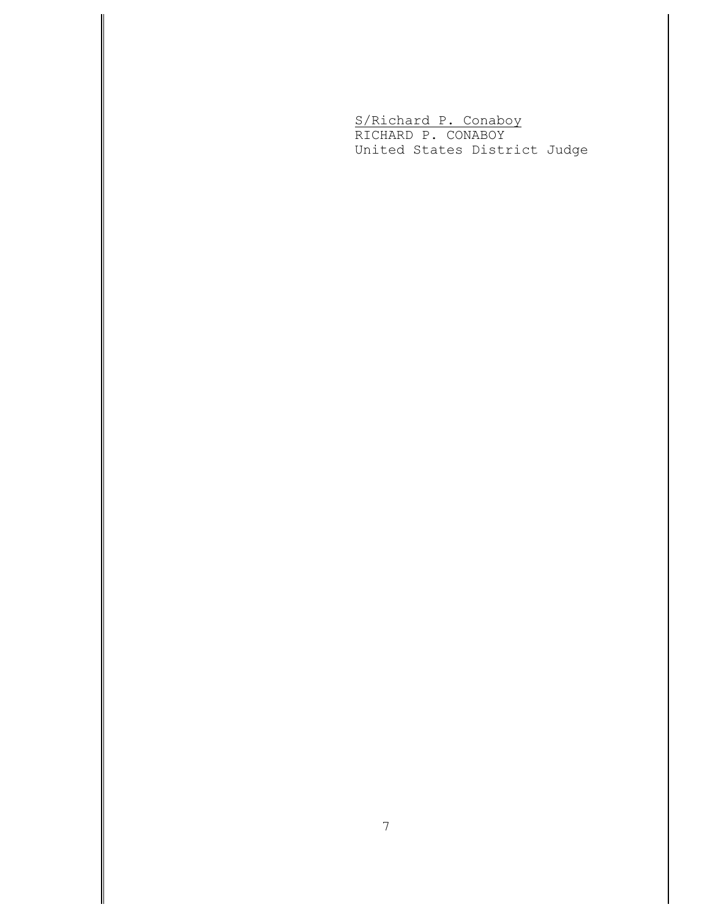S/Richard P. Conaboy
RICHARD P. CONABOY
United States District Judge